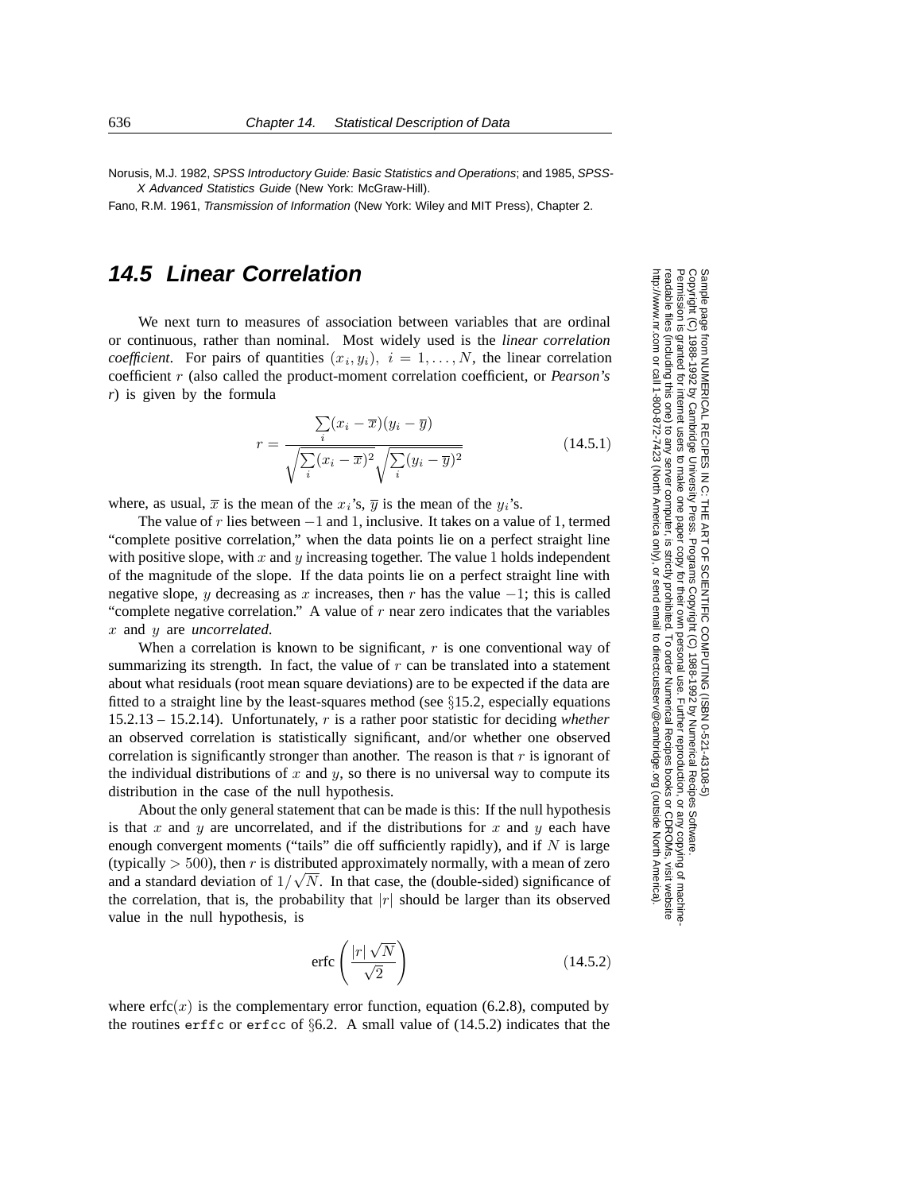Norusis, M.J. 1982, *SPSS Introductory Guide: Basic Statistics and Operations*; and 1985, *SPSS-X Advanced Statistics Guide* (New York: McGraw-Hill).

Fano, R.M. 1961, *Transmission of Information* (New York: Wiley and MIT Press), Chapter 2.

## 14.5 Linear Correlation

We next turn to measures of association between variables that are ordinal or continuous, rather than nominal. Most widely used is the *linear correlation coefficient*. For pairs of quantities $(x_i, y_i),\ i = 1, \ldots, N$, the linear correlation coefficient $r$ (also called the product-moment correlation coefficient, or *Pearson's r*) is given by the formula

$$r = \frac{\sum_i (x_i - \overline{x})(y_i - \overline{y})}{\sqrt{\sum_i (x_i - \overline{x})^2}\sqrt{\sum_i (y_i - \overline{y})^2}} \tag{14.5.1}$$

where, as usual, $\overline{x}$ is the mean of the $x_i$'s, $\overline{y}$ is the mean of the $y_i$'s.

The value of $r$ lies between $-1$ and $1$, inclusive. It takes on a value of $1$, termed "complete positive correlation," when the data points lie on a perfect straight line with positive slope, with $x$ and $y$ increasing together. The value $1$ holds independent of the magnitude of the slope. If the data points lie on a perfect straight line with negative slope, $y$ decreasing as $x$ increases, then $r$ has the value $-1$; this is called "complete negative correlation." A value of $r$ near zero indicates that the variables $x$ and $y$ are *uncorrelated*.

When a correlation is known to be significant, $r$ is one conventional way of summarizing its strength. In fact, the value of $r$ can be translated into a statement about what residuals (root mean square deviations) are to be expected if the data are fitted to a straight line by the least-squares method (see §15.2, especially equations 15.2.13 – 15.2.14). Unfortunately, $r$ is a rather poor statistic for deciding *whether* an observed correlation is statistically significant, and/or whether one observed correlation is significantly stronger than another. The reason is that $r$ is ignorant of the individual distributions of $x$ and $y$, so there is no universal way to compute its distribution in the case of the null hypothesis.

About the only general statement that can be made is this: If the null hypothesis is that $x$ and $y$ are uncorrelated, and if the distributions for $x$ and $y$ each have enough convergent moments ("tails" die off sufficiently rapidly), and if $N$ is large (typically $> 500$), then $r$ is distributed approximately normally, with a mean of zero and a standard deviation of $1/\sqrt{N}$. In that case, the (double-sided) significance of the correlation, that is, the probability that $|r|$ should be larger than its observed value in the null hypothesis, is

$$\text{erfc}\left(\frac{|r|\sqrt{N}}{\sqrt{2}}\right) \tag{14.5.2}$$

where $\text{erfc}(x)$ is the complementary error function, equation (6.2.8), computed by the routines `erffc` or `erfcc` of §6.2. A small value of (14.5.2) indicates that the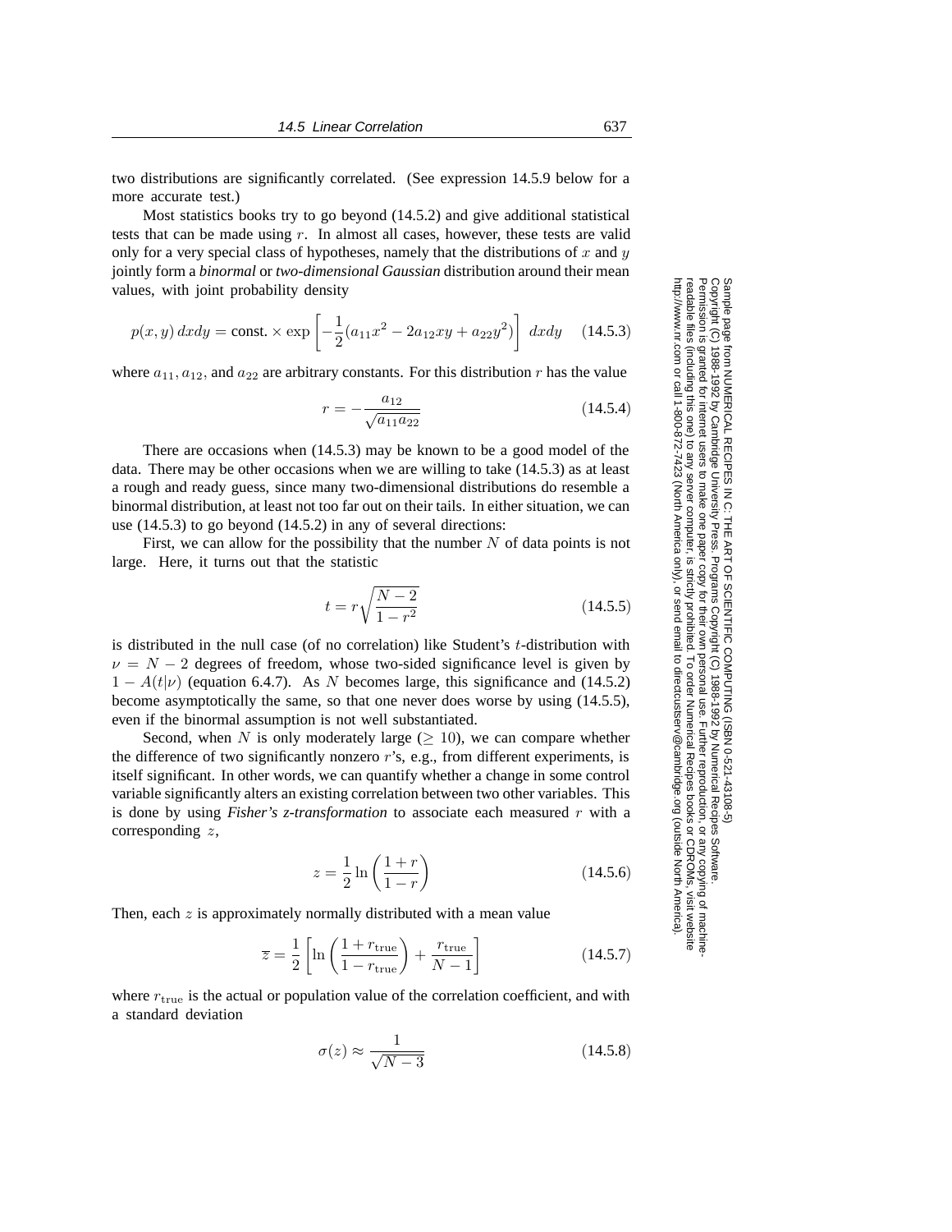two distributions are significantly correlated. (See expression 14.5.9 below for a more accurate test.)

Most statistics books try to go beyond (14.5.2) and give additional statistical tests that can be made using $r$. In almost all cases, however, these tests are valid only for a very special class of hypotheses, namely that the distributions of $x$ and $y$ jointly form a *binormal* or *two-dimensional Gaussian* distribution around their mean values, with joint probability density

$$p(x, y)\, dxdy = \text{const.} \times \exp\left[-\frac{1}{2}(a_{11}x^2 - 2a_{12}xy + a_{22}y^2)\right]\, dxdy \qquad (14.5.3)$$

where $a_{11}$, $a_{12}$, and $a_{22}$ are arbitrary constants. For this distribution $r$ has the value

$$r = -\frac{a_{12}}{\sqrt{a_{11}a_{22}}} \qquad (14.5.4)$$

There are occasions when (14.5.3) may be known to be a good model of the data. There may be other occasions when we are willing to take (14.5.3) as at least a rough and ready guess, since many two-dimensional distributions do resemble a binormal distribution, at least not too far out on their tails. In either situation, we can use (14.5.3) to go beyond (14.5.2) in any of several directions:

First, we can allow for the possibility that the number $N$ of data points is not large. Here, it turns out that the statistic

$$t = r\sqrt{\frac{N-2}{1-r^2}} \qquad (14.5.5)$$

is distributed in the null case (of no correlation) like Student's $t$-distribution with $\nu = N - 2$ degrees of freedom, whose two-sided significance level is given by $1 - A(t|\nu)$ (equation 6.4.7). As $N$ becomes large, this significance and (14.5.2) become asymptotically the same, so that one never does worse by using (14.5.5), even if the binormal assumption is not well substantiated.

Second, when $N$ is only moderately large ($\geq 10$), we can compare whether the difference of two significantly nonzero $r$'s, e.g., from different experiments, is itself significant. In other words, we can quantify whether a change in some control variable significantly alters an existing correlation between two other variables. This is done by using *Fisher's z-transformation* to associate each measured $r$ with a corresponding $z$,

$$z = \frac{1}{2}\ln\left(\frac{1+r}{1-r}\right) \qquad (14.5.6)$$

Then, each $z$ is approximately normally distributed with a mean value

$$\overline{z} = \frac{1}{2}\left[\ln\left(\frac{1+r_{\text{true}}}{1-r_{\text{true}}}\right) + \frac{r_{\text{true}}}{N-1}\right] \qquad (14.5.7)$$

where $r_{\text{true}}$ is the actual or population value of the correlation coefficient, and with a standard deviation

$$\sigma(z) \approx \frac{1}{\sqrt{N-3}} \qquad (14.5.8)$$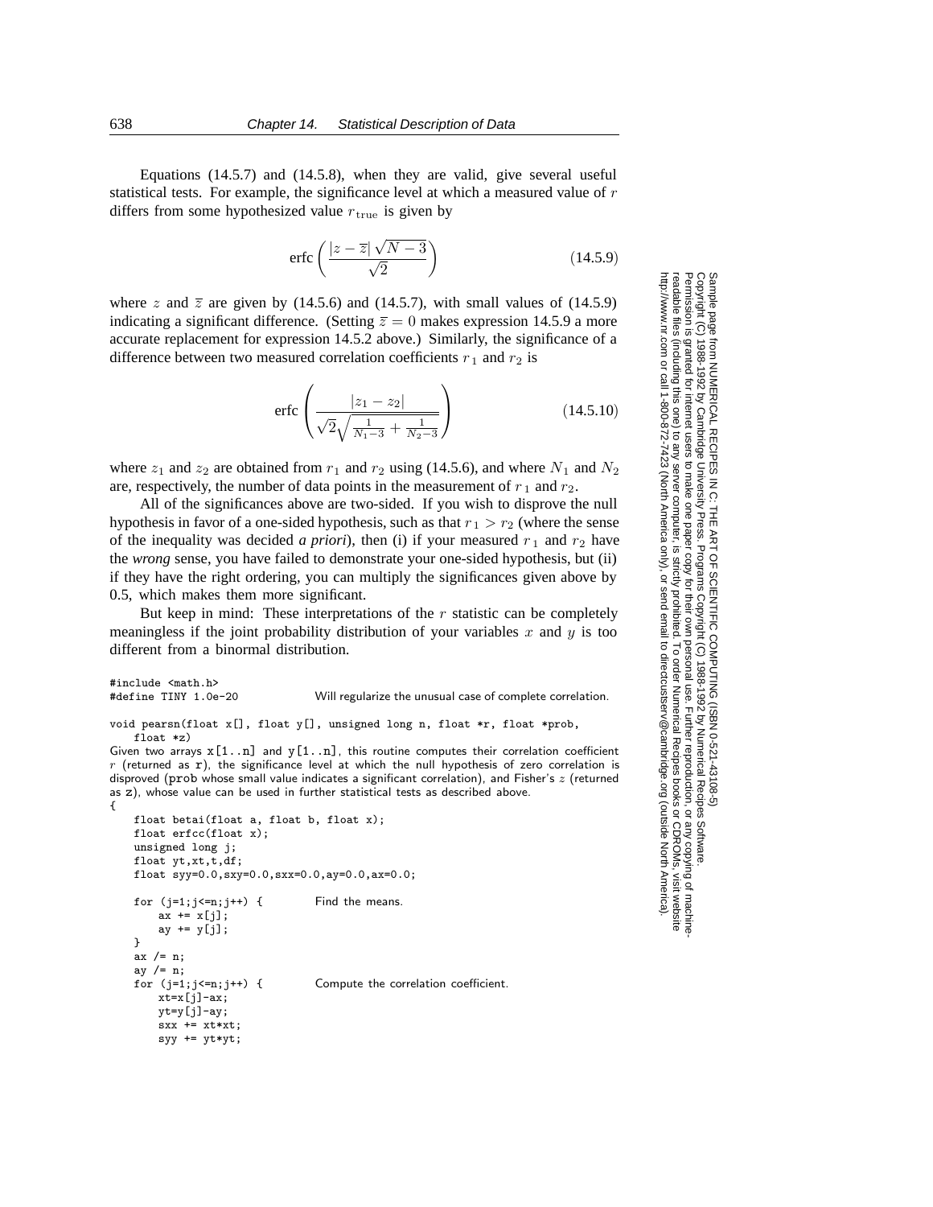Equations (14.5.7) and (14.5.8), when they are valid, give several useful statistical tests. For example, the significance level at which a measured value of $r$ differs from some hypothesized value $r_{\rm true}$ is given by

$$\text{erfc}\left(\frac{|z - \bar{z}|\sqrt{N-3}}{\sqrt{2}}\right) \tag{14.5.9}$$

where $z$ and $\bar{z}$ are given by (14.5.6) and (14.5.7), with small values of (14.5.9) indicating a significant difference. (Setting $\bar{z} = 0$ makes expression 14.5.9 a more accurate replacement for expression 14.5.2 above.) Similarly, the significance of a difference between two measured correlation coefficients $r_1$ and $r_2$ is

$$\text{erfc}\left(\frac{|z_1 - z_2|}{\sqrt{2}\sqrt{\frac{1}{N_1-3} + \frac{1}{N_2-3}}}\right) \tag{14.5.10}$$

where $z_1$ and $z_2$ are obtained from $r_1$ and $r_2$ using (14.5.6), and where $N_1$ and $N_2$ are, respectively, the number of data points in the measurement of $r_1$ and $r_2$.

All of the significances above are two-sided. If you wish to disprove the null hypothesis in favor of a one-sided hypothesis, such as that $r_1 > r_2$ (where the sense of the inequality was decided *a priori*), then (i) if your measured $r_1$ and $r_2$ have the *wrong* sense, you have failed to demonstrate your one-sided hypothesis, but (ii) if they have the right ordering, you can multiply the significances given above by 0.5, which makes them more significant.

But keep in mind: These interpretations of the $r$ statistic can be completely meaningless if the joint probability distribution of your variables $x$ and $y$ is too different from a binormal distribution.

```
#include <math.h>
#define TINY 1.0e-20            Will regularize the unusual case of complete correlation.

void pearsn(float x[], float y[], unsigned long n, float *r, float *prob,
    float *z)
```

Given two arrays `x[1..n]` and `y[1..n]`, this routine computes their correlation coefficient $r$ (returned as `r`), the significance level at which the null hypothesis of zero correlation is disproved (`prob` whose small value indicates a significant correlation), and Fisher's $z$ (returned as `z`), whose value can be used in further statistical tests as described above.

```
{
    float betai(float a, float b, float x);
    float erfcc(float x);
    unsigned long j;
    float yt,xt,t,df;
    float syy=0.0,sxy=0.0,sxx=0.0,ay=0.0,ax=0.0;

    for (j=1;j<=n;j++) {          Find the means.
        ax += x[j];
        ay += y[j];
    }
    ax /= n;
    ay /= n;
    for (j=1;j<=n;j++) {          Compute the correlation coefficient.
        xt=x[j]-ax;
        yt=y[j]-ay;
        sxx += xt*xt;
        syy += yt*yt;
```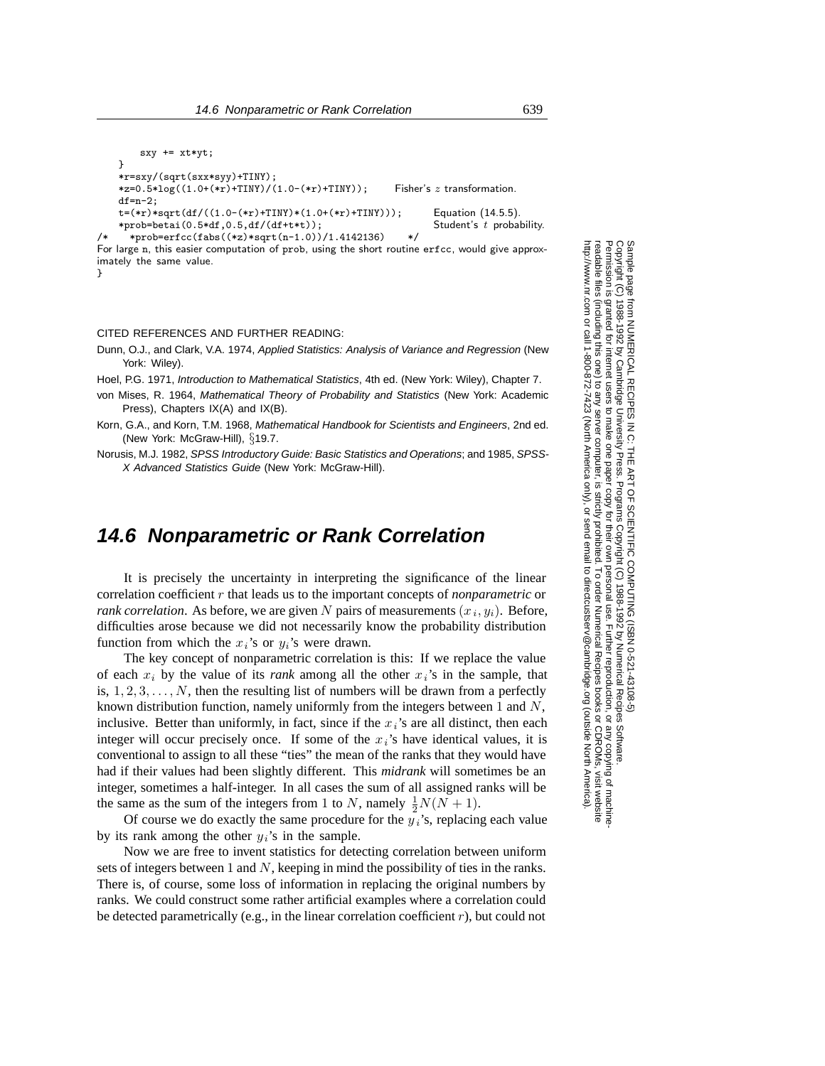```
        sxy += xt*yt;
    }
    *r=sxy/(sqrt(sxx*syy)+TINY);
    *z=0.5*log((1.0+(*r)+TINY)/(1.0-(*r)+TINY));      Fisher's z transformation.
    df=n-2;
    t=(*r)*sqrt(df/((1.0-(*r)+TINY)*(1.0+(*r)+TINY)));      Equation (14.5.5).
    *prob=betai(0.5*df,0.5,df/(df+t*t));                    Student's t probability.
/*    *prob=erfcc(fabs((*z)*sqrt(n-1.0))/1.4142136)    */
For large n, this easier computation of prob, using the short routine erfcc, would give approx-
imately the same value.
}
```

CITED REFERENCES AND FURTHER READING:

Dunn, O.J., and Clark, V.A. 1974, *Applied Statistics: Analysis of Variance and Regression* (New York: Wiley).

Hoel, P.G. 1971, *Introduction to Mathematical Statistics*, 4th ed. (New York: Wiley), Chapter 7.

von Mises, R. 1964, *Mathematical Theory of Probability and Statistics* (New York: Academic Press), Chapters IX(A) and IX(B).

Korn, G.A., and Korn, T.M. 1968, *Mathematical Handbook for Scientists and Engineers*, 2nd ed. (New York: McGraw-Hill), §19.7.

Norusis, M.J. 1982, *SPSS Introductory Guide: Basic Statistics and Operations*; and 1985, *SPSS-X Advanced Statistics Guide* (New York: McGraw-Hill).

## 14.6 Nonparametric or Rank Correlation

It is precisely the uncertainty in interpreting the significance of the linear correlation coefficient $r$ that leads us to the important concepts of *nonparametric* or *rank correlation*. As before, we are given $N$ pairs of measurements $(x_i, y_i)$. Before, difficulties arose because we did not necessarily know the probability distribution function from which the $x_i$'s or $y_i$'s were drawn.

The key concept of nonparametric correlation is this: If we replace the value of each $x_i$ by the value of its *rank* among all the other $x_i$'s in the sample, that is, $1, 2, 3, \ldots, N$, then the resulting list of numbers will be drawn from a perfectly known distribution function, namely uniformly from the integers between 1 and $N$, inclusive. Better than uniformly, in fact, since if the $x_i$'s are all distinct, then each integer will occur precisely once. If some of the $x_i$'s have identical values, it is conventional to assign to all these "ties" the mean of the ranks that they would have had if their values had been slightly different. This *midrank* will sometimes be an integer, sometimes a half-integer. In all cases the sum of all assigned ranks will be the same as the sum of the integers from 1 to $N$, namely $\frac{1}{2}N(N + 1)$.

Of course we do exactly the same procedure for the $y_i$'s, replacing each value by its rank among the other $y_i$'s in the sample.

Now we are free to invent statistics for detecting correlation between uniform sets of integers between 1 and $N$, keeping in mind the possibility of ties in the ranks. There is, of course, some loss of information in replacing the original numbers by ranks. We could construct some rather artificial examples where a correlation could be detected parametrically (e.g., in the linear correlation coefficient $r$), but could not